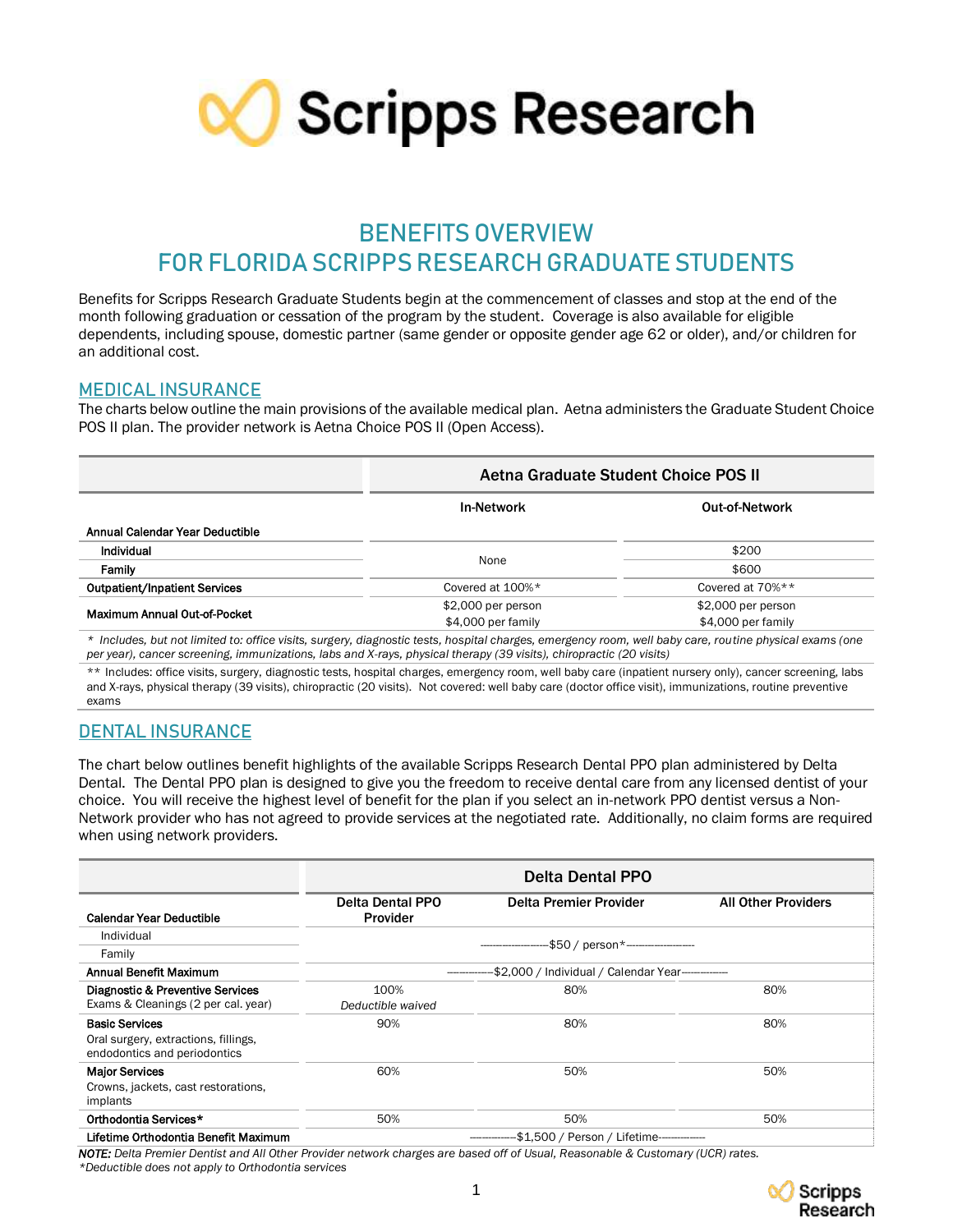# BENEFITS OVERVIEW
# FOR FLORIDA SCRIPPS RESEARCH GRADUATE STUDENTS

Benefits for Scripps Research Graduate Students begin at the commencement of classes and stop at the end of the month following graduation or cessation of the program by the student. Coverage is also available for eligible dependents, including spouse, domestic partner (same gender or opposite gender age 62 or older), and/or children for an additional cost.

## MEDICAL INSURANCE

The charts below outline the main provisions of the available medical plan. Aetna administers the Graduate Student Choice POS II plan. The provider network is Aetna Choice POS II (Open Access).

| | Aetna Graduate Student Choice POS II | |
|---|---|---|
| | **In-Network** | **Out-of-Network** |
| **Annual Calendar Year Deductible** | | |
| **Individual** | None | $200 |
| **Family** | | $600 |
| **Outpatient/Inpatient Services** | Covered at 100%* | Covered at 70%** |
| **Maximum Annual Out-of-Pocket** | $2,000 per person<br>$4,000 per family | $2,000 per person<br>$4,000 per family |

\* Includes, but not limited to: office visits, surgery, diagnostic tests, hospital charges, emergency room, well baby care, routine physical exams (one per year), cancer screening, immunizations, labs and X-rays, physical therapy (39 visits), chiropractic (20 visits)

** Includes: office visits, surgery, diagnostic tests, hospital charges, emergency room, well baby care (inpatient nursery only), cancer screening, labs and X-rays, physical therapy (39 visits), chiropractic (20 visits). Not covered: well baby care (doctor office visit), immunizations, routine preventive exams

## DENTAL INSURANCE

The chart below outlines benefit highlights of the available Scripps Research Dental PPO plan administered by Delta Dental. The Dental PPO plan is designed to give you the freedom to receive dental care from any licensed dentist of your choice. You will receive the highest level of benefit for the plan if you select an in-network PPO dentist versus a Non-Network provider who has not agreed to provide services at the negotiated rate. Additionally, no claim forms are required when using network providers.

| | Delta Dental PPO | | |
|---|---|---|---|
| **Calendar Year Deductible** | **Delta Dental PPO Provider** | **Delta Premier Provider** | **All Other Providers** |
| Individual<br>Family | $50 / person* | | |
| **Annual Benefit Maximum** | $2,000 / Individual / Calendar Year | | |
| **Diagnostic & Preventive Services**<br>Exams & Cleanings (2 per cal. year) | 100%<br>*Deductible waived* | 80% | 80% |
| **Basic Services**<br>Oral surgery, extractions, fillings, endodontics and periodontics | 90% | 80% | 80% |
| **Major Services**<br>Crowns, jackets, cast restorations, implants | 60% | 50% | 50% |
| **Orthodontia Services*** | 50% | 50% | 50% |
| **Lifetime Orthodontia Benefit Maximum** | $1,500 / Person / Lifetime | | |

***NOTE:*** *Delta Premier Dentist and All Other Provider network charges are based off of Usual, Reasonable & Customary (UCR) rates.*

*\*Deductible does not apply to Orthodontia services*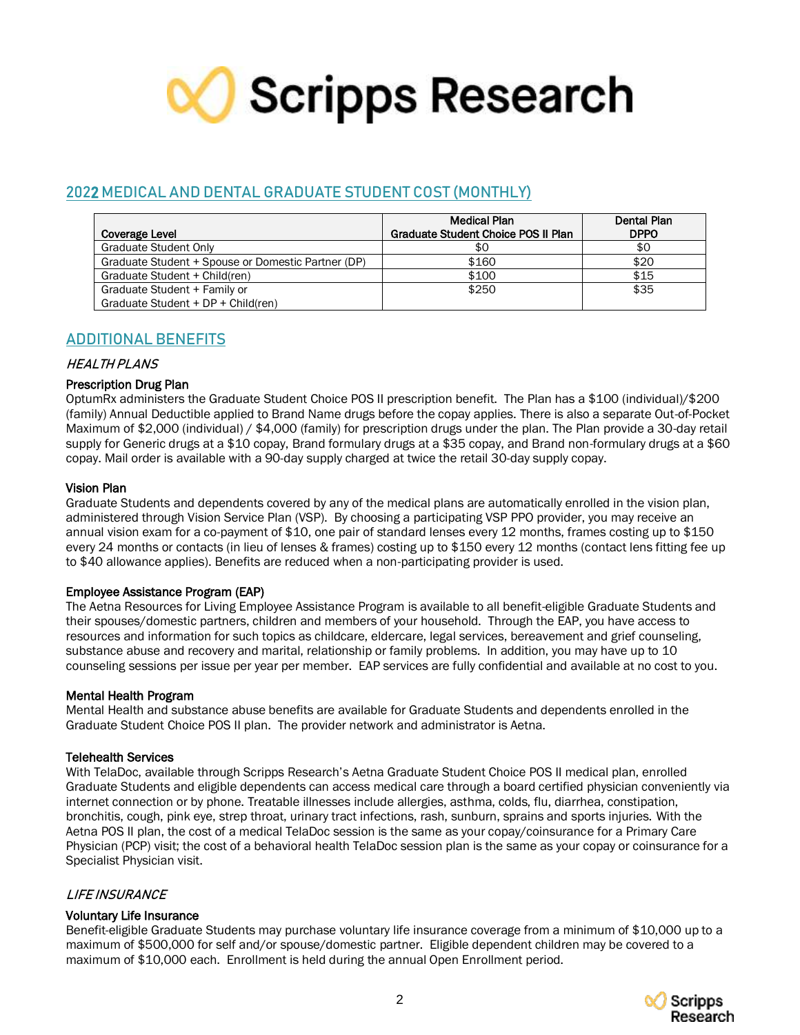# Scripps Research

## 2022 MEDICAL AND DENTAL GRADUATE STUDENT COST (MONTHLY)

| Coverage Level | Medical Plan Graduate Student Choice POS II Plan | Dental Plan DPPO |
|---|---|---|
| Graduate Student Only | $0 | $0 |
| Graduate Student + Spouse or Domestic Partner (DP) | $160 | $20 |
| Graduate Student + Child(ren) | $100 | $15 |
| Graduate Student + Family or Graduate Student + DP + Child(ren) | $250 | $35 |

## ADDITIONAL BENEFITS

### *HEALTH PLANS*

**Prescription Drug Plan**

OptumRx administers the Graduate Student Choice POS II prescription benefit. The Plan has a $100 (individual)/$200 (family) Annual Deductible applied to Brand Name drugs before the copay applies. There is also a separate Out-of-Pocket Maximum of $2,000 (individual) / $4,000 (family) for prescription drugs under the plan. The Plan provide a 30-day retail supply for Generic drugs at a $10 copay, Brand formulary drugs at a $35 copay, and Brand non-formulary drugs at a $60 copay. Mail order is available with a 90-day supply charged at twice the retail 30-day supply copay.

**Vision Plan**

Graduate Students and dependents covered by any of the medical plans are automatically enrolled in the vision plan, administered through Vision Service Plan (VSP). By choosing a participating VSP PPO provider, you may receive an annual vision exam for a co-payment of $10, one pair of standard lenses every 12 months, frames costing up to $150 every 24 months or contacts (in lieu of lenses & frames) costing up to $150 every 12 months (contact lens fitting fee up to $40 allowance applies). Benefits are reduced when a non-participating provider is used.

**Employee Assistance Program (EAP)**

The Aetna Resources for Living Employee Assistance Program is available to all benefit-eligible Graduate Students and their spouses/domestic partners, children and members of your household. Through the EAP, you have access to resources and information for such topics as childcare, eldercare, legal services, bereavement and grief counseling, substance abuse and recovery and marital, relationship or family problems. In addition, you may have up to 10 counseling sessions per issue per year per member. EAP services are fully confidential and available at no cost to you.

**Mental Health Program**

Mental Health and substance abuse benefits are available for Graduate Students and dependents enrolled in the Graduate Student Choice POS II plan. The provider network and administrator is Aetna.

**Telehealth Services**

With TelaDoc, available through Scripps Research's Aetna Graduate Student Choice POS II medical plan, enrolled Graduate Students and eligible dependents can access medical care through a board certified physician conveniently via internet connection or by phone. Treatable illnesses include allergies, asthma, colds, flu, diarrhea, constipation, bronchitis, cough, pink eye, strep throat, urinary tract infections, rash, sunburn, sprains and sports injuries. With the Aetna POS II plan, the cost of a medical TelaDoc session is the same as your copay/coinsurance for a Primary Care Physician (PCP) visit; the cost of a behavioral health TelaDoc session plan is the same as your copay or coinsurance for a Specialist Physician visit.

### *LIFE INSURANCE*

**Voluntary Life Insurance**

Benefit-eligible Graduate Students may purchase voluntary life insurance coverage from a minimum of $10,000 up to a maximum of $500,000 for self and/or spouse/domestic partner. Eligible dependent children may be covered to a maximum of $10,000 each. Enrollment is held during the annual Open Enrollment period.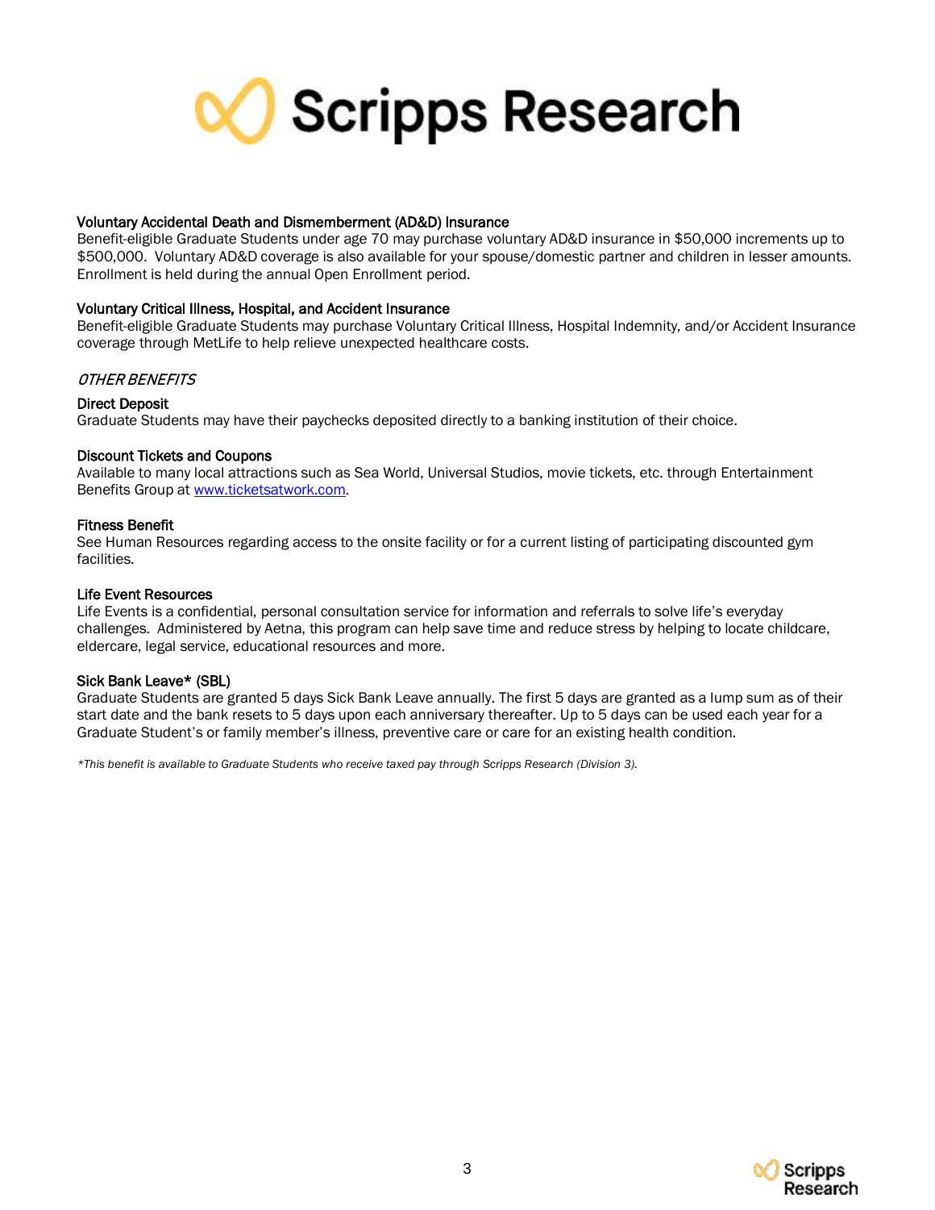### Voluntary Accidental Death and Dismemberment (AD&D) Insurance

Benefit-eligible Graduate Students under age 70 may purchase voluntary AD&D insurance in $50,000 increments up to $500,000. Voluntary AD&D coverage is also available for your spouse/domestic partner and children in lesser amounts. Enrollment is held during the annual Open Enrollment period.

### Voluntary Critical Illness, Hospital, and Accident Insurance

Benefit-eligible Graduate Students may purchase Voluntary Critical Illness, Hospital Indemnity, and/or Accident Insurance coverage through MetLife to help relieve unexpected healthcare costs.

## *OTHER BENEFITS*

### Direct Deposit

Graduate Students may have their paychecks deposited directly to a banking institution of their choice.

### Discount Tickets and Coupons

Available to many local attractions such as Sea World, Universal Studios, movie tickets, etc. through Entertainment Benefits Group at [www.ticketsatwork.com](http://www.ticketsatwork.com).

### Fitness Benefit

See Human Resources regarding access to the onsite facility or for a current listing of participating discounted gym facilities.

### Life Event Resources

Life Events is a confidential, personal consultation service for information and referrals to solve life's everyday challenges. Administered by Aetna, this program can help save time and reduce stress by helping to locate childcare, eldercare, legal service, educational resources and more.

### Sick Bank Leave* (SBL)

Graduate Students are granted 5 days Sick Bank Leave annually. The first 5 days are granted as a lump sum as of their start date and the bank resets to 5 days upon each anniversary thereafter. Up to 5 days can be used each year for a Graduate Student's or family member's illness, preventive care or care for an existing health condition.

*\*This benefit is available to Graduate Students who receive taxed pay through Scripps Research (Division 3).*